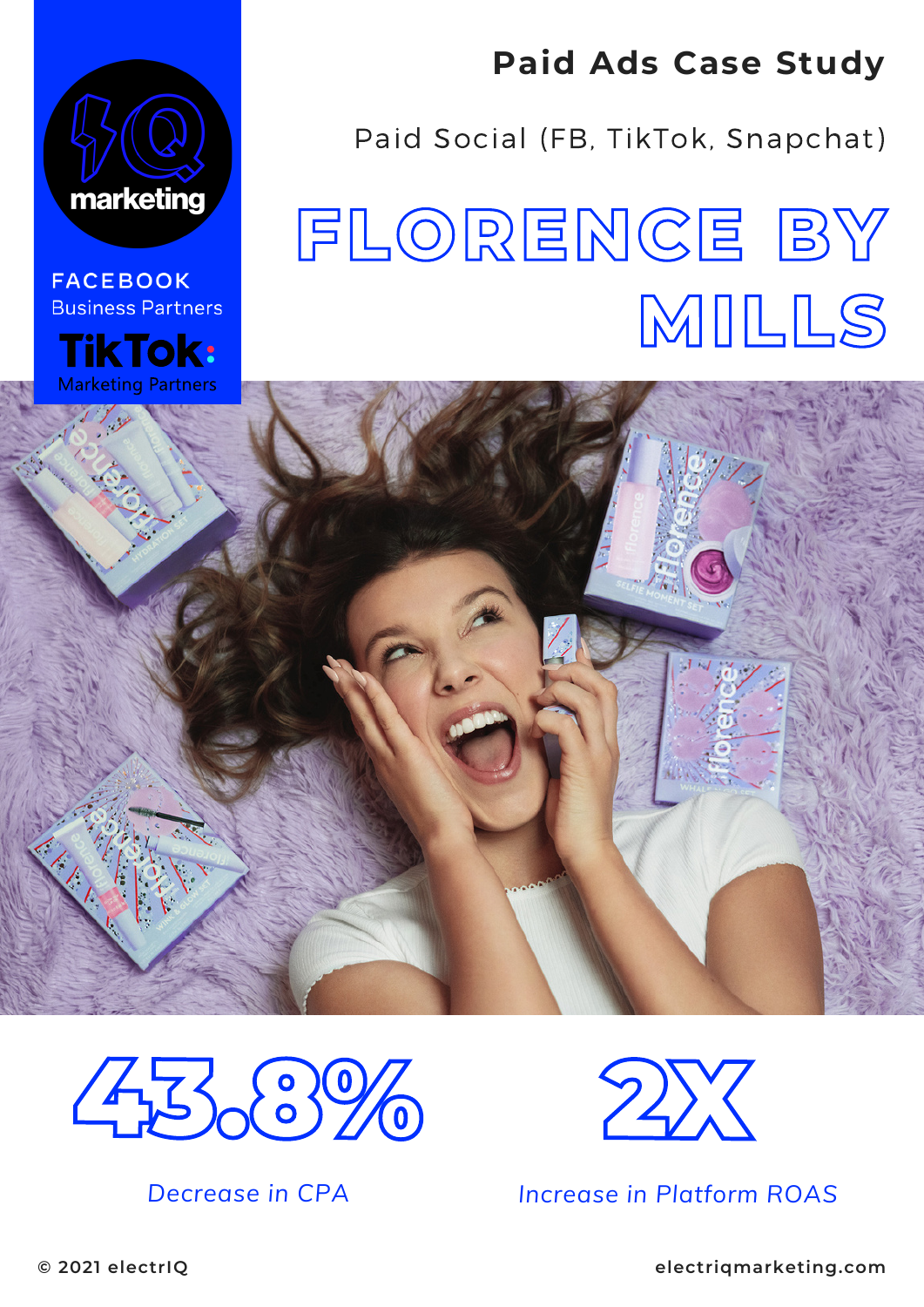FACEBOOK
Business Partners

TikTok
Marketing Partners

# Paid Ads Case Study

Paid Social (FB, TikTok, Snapchat)

# FLORENCE BY MILLS

## 43.8%

Decrease in CPA

## 2X

Increase in Platform ROAS

© 2021 electrIQ

electriqmarketing.com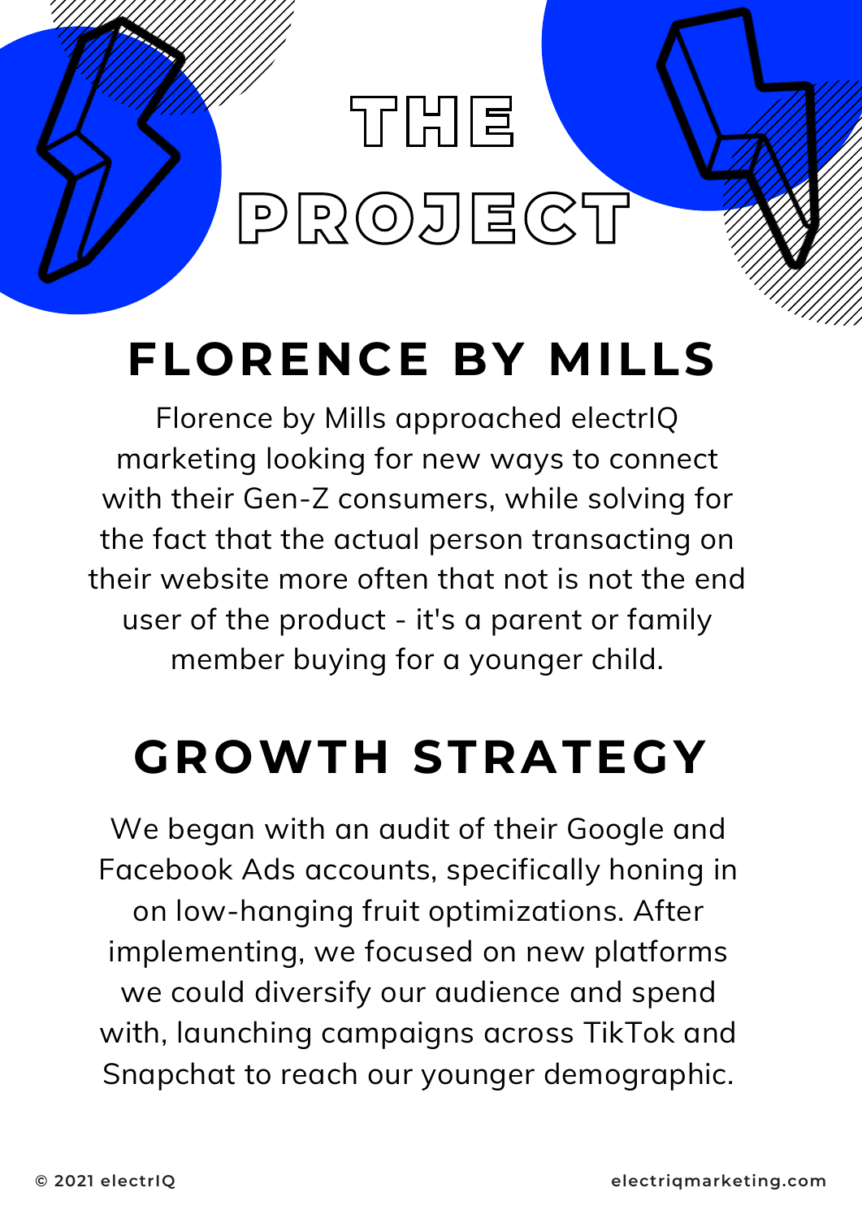# THE PROJECT

## FLORENCE BY MILLS

Florence by Mills approached electrIQ marketing looking for new ways to connect with their Gen-Z consumers, while solving for the fact that the actual person transacting on their website more often that not is not the end user of the product - it's a parent or family member buying for a younger child.

## GROWTH STRATEGY

We began with an audit of their Google and Facebook Ads accounts, specifically honing in on low-hanging fruit optimizations. After implementing, we focused on new platforms we could diversify our audience and spend with, launching campaigns across TikTok and Snapchat to reach our younger demographic.

© 2021 electrIQ

electriqmarketing.com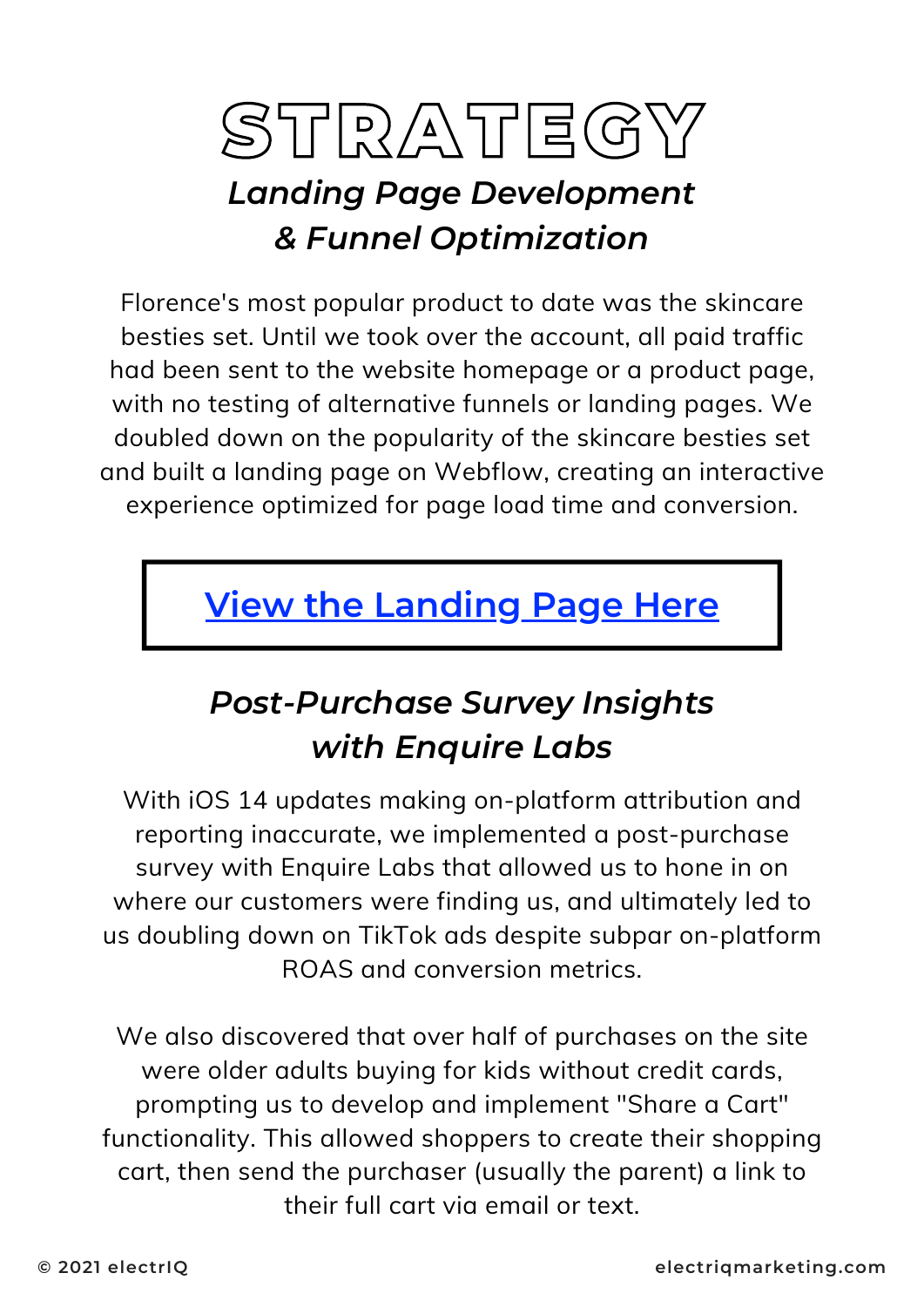# STRATEGY

## *Landing Page Development & Funnel Optimization*

Florence's most popular product to date was the skincare besties set. Until we took over the account, all paid traffic had been sent to the website homepage or a product page, with no testing of alternative funnels or landing pages. We doubled down on the popularity of the skincare besties set and built a landing page on Webflow, creating an interactive experience optimized for page load time and conversion.

**View the Landing Page Here**

## *Post-Purchase Survey Insights with Enquire Labs*

With iOS 14 updates making on-platform attribution and reporting inaccurate, we implemented a post-purchase survey with Enquire Labs that allowed us to hone in on where our customers were finding us, and ultimately led to us doubling down on TikTok ads despite subpar on-platform ROAS and conversion metrics.

We also discovered that over half of purchases on the site were older adults buying for kids without credit cards, prompting us to develop and implement "Share a Cart" functionality. This allowed shoppers to create their shopping cart, then send the purchaser (usually the parent) a link to their full cart via email or text.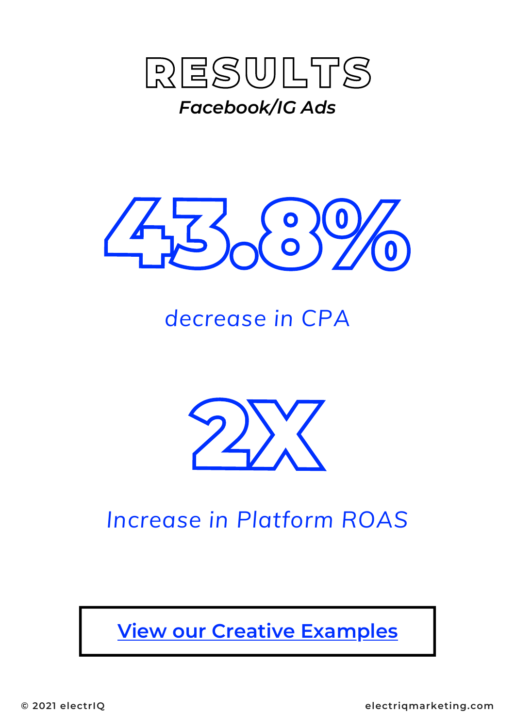# RESULTS

***Facebook/IG Ads***

## 43.8%

*decrease in CPA*

## 2X

*Increase in Platform ROAS*

[View our Creative Examples]

© 2021 electrIQ

electriqmarketing.com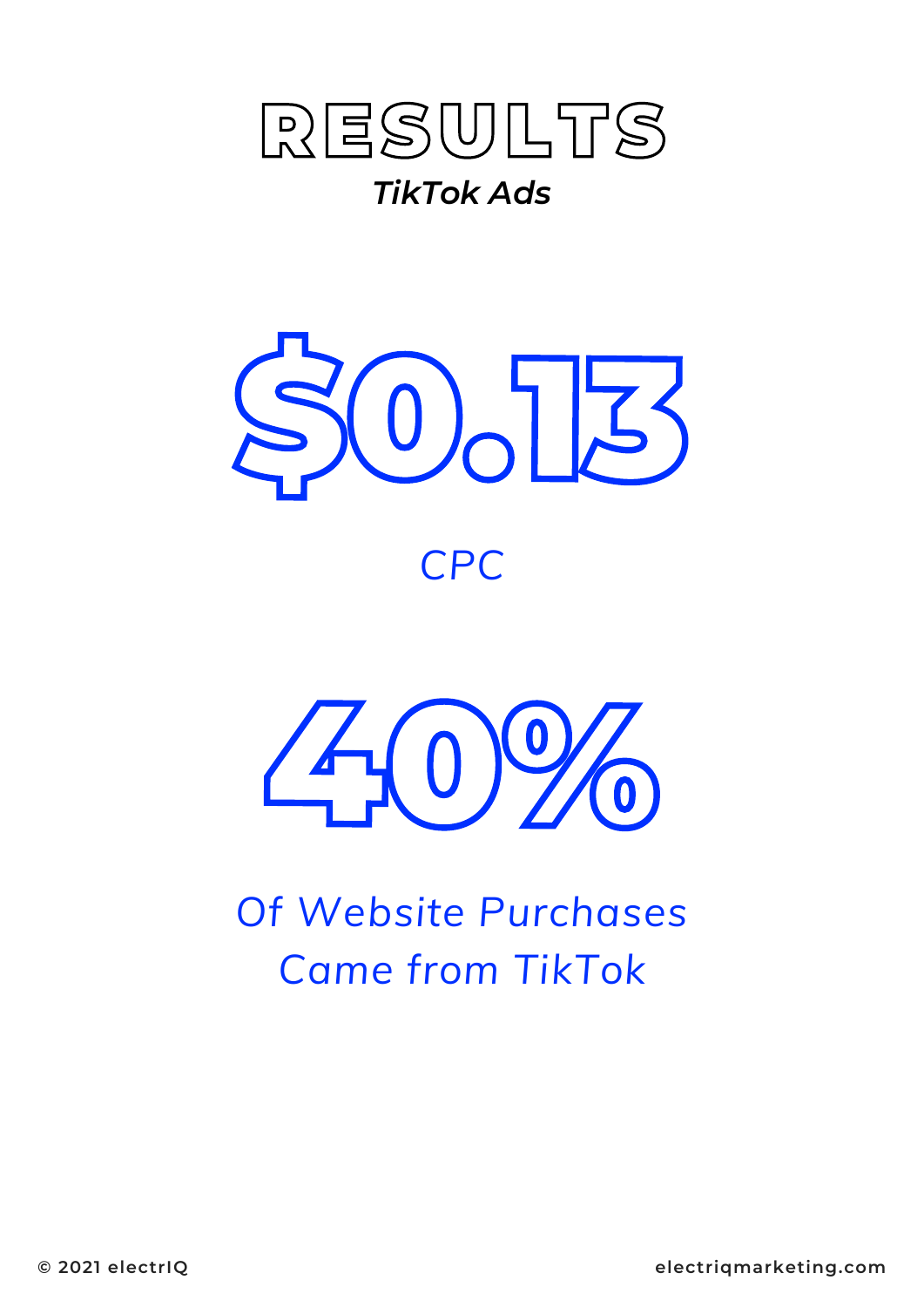# RESULTS

***TikTok Ads***

# $0.13

*CPC*

# 40%

*Of Website Purchases Came from TikTok*

© 2021 electrIQ

electriqmarketing.com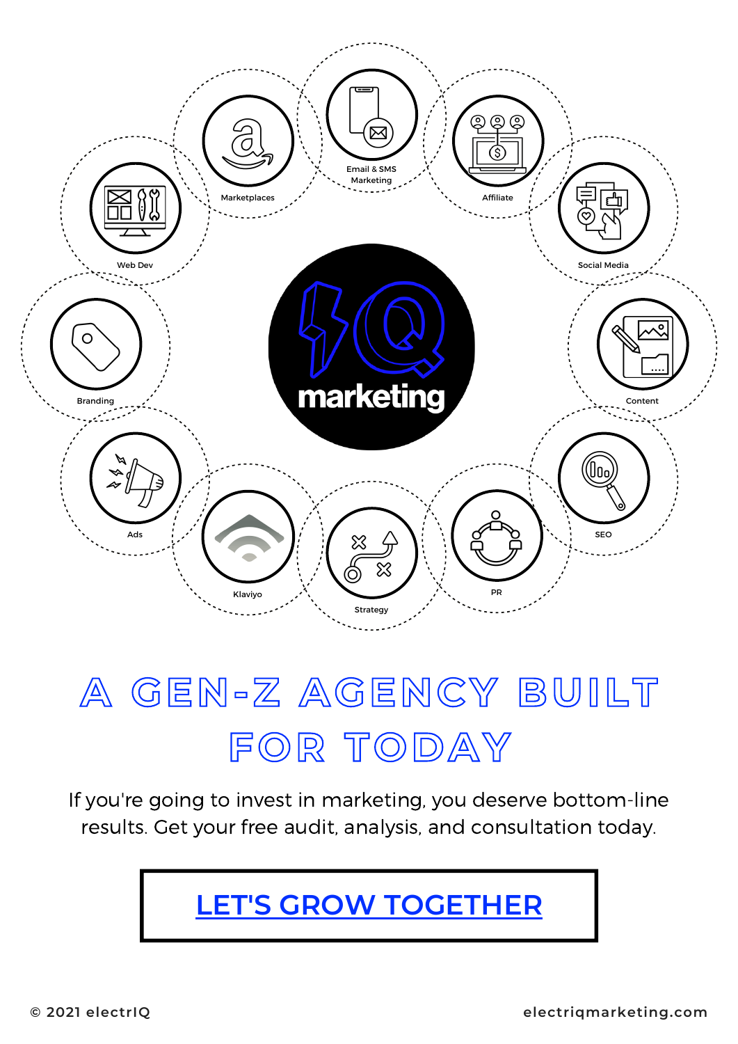Marketplaces

Email & SMS Marketing

Affiliate

Web Dev

Social Media

Branding

Content

Ads

SEO

Klaviyo

Strategy

PR

marketing

# A GEN-Z AGENCY BUILT FOR TODAY

If you're going to invest in marketing, you deserve bottom-line results. Get your free audit, analysis, and consultation today.

LET'S GROW TOGETHER

© 2021 electrIQ

electriqmarketing.com